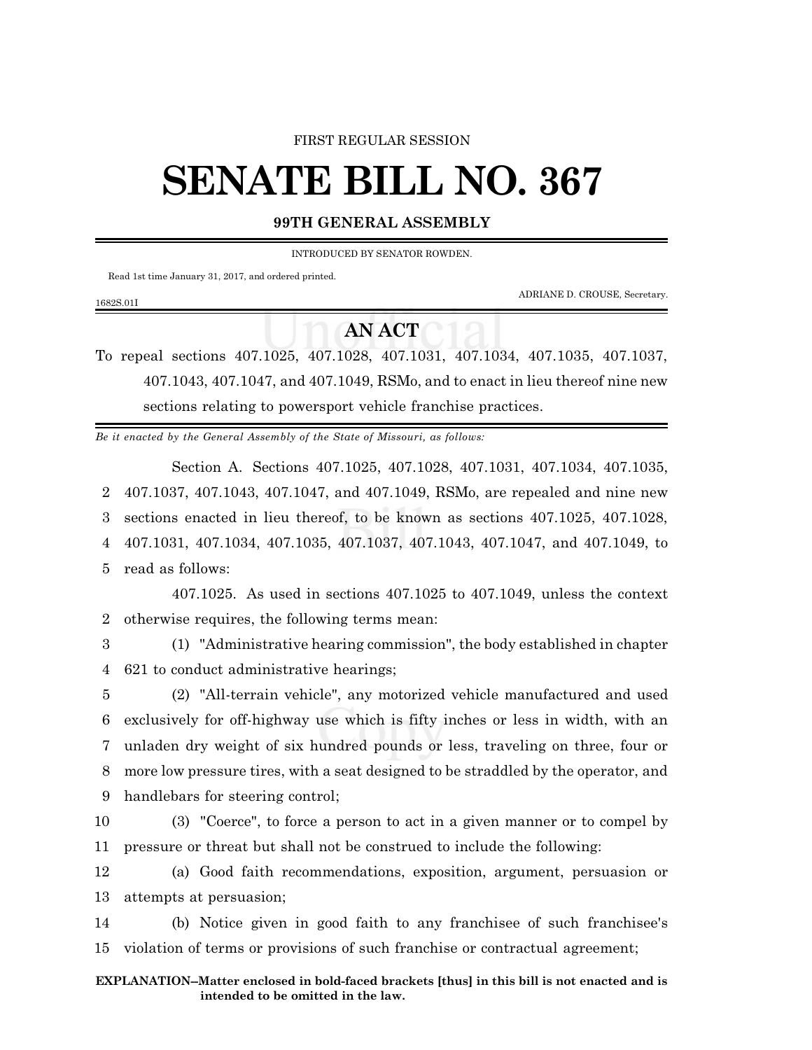FIRST REGULAR SESSION

# SENATE BILL NO. 367

## 99TH GENERAL ASSEMBLY

INTRODUCED BY SENATOR ROWDEN.

Read 1st time January 31, 2017, and ordered printed.

ADRIANE D. CROUSE, Secretary.

1682S.01I

## AN ACT

To repeal sections 407.1025, 407.1028, 407.1031, 407.1034, 407.1035, 407.1037, 407.1043, 407.1047, and 407.1049, RSMo, and to enact in lieu thereof nine new sections relating to powersport vehicle franchise practices.

*Be it enacted by the General Assembly of the State of Missouri, as follows:*

Section A. Sections 407.1025, 407.1028, 407.1031, 407.1034, 407.1035, 407.1037, 407.1043, 407.1047, and 407.1049, RSMo, are repealed and nine new sections enacted in lieu thereof, to be known as sections 407.1025, 407.1028, 407.1031, 407.1034, 407.1035, 407.1037, 407.1043, 407.1047, and 407.1049, to read as follows:

407.1025. As used in sections 407.1025 to 407.1049, unless the context otherwise requires, the following terms mean:

(1) "Administrative hearing commission", the body established in chapter 621 to conduct administrative hearings;

(2) "All-terrain vehicle", any motorized vehicle manufactured and used exclusively for off-highway use which is fifty inches or less in width, with an unladen dry weight of six hundred pounds or less, traveling on three, four or more low pressure tires, with a seat designed to be straddled by the operator, and handlebars for steering control;

(3) "Coerce", to force a person to act in a given manner or to compel by pressure or threat but shall not be construed to include the following:

(a) Good faith recommendations, exposition, argument, persuasion or attempts at persuasion;

(b) Notice given in good faith to any franchisee of such franchisee's violation of terms or provisions of such franchise or contractual agreement;

**EXPLANATION–Matter enclosed in bold-faced brackets [thus] in this bill is not enacted and is intended to be omitted in the law.**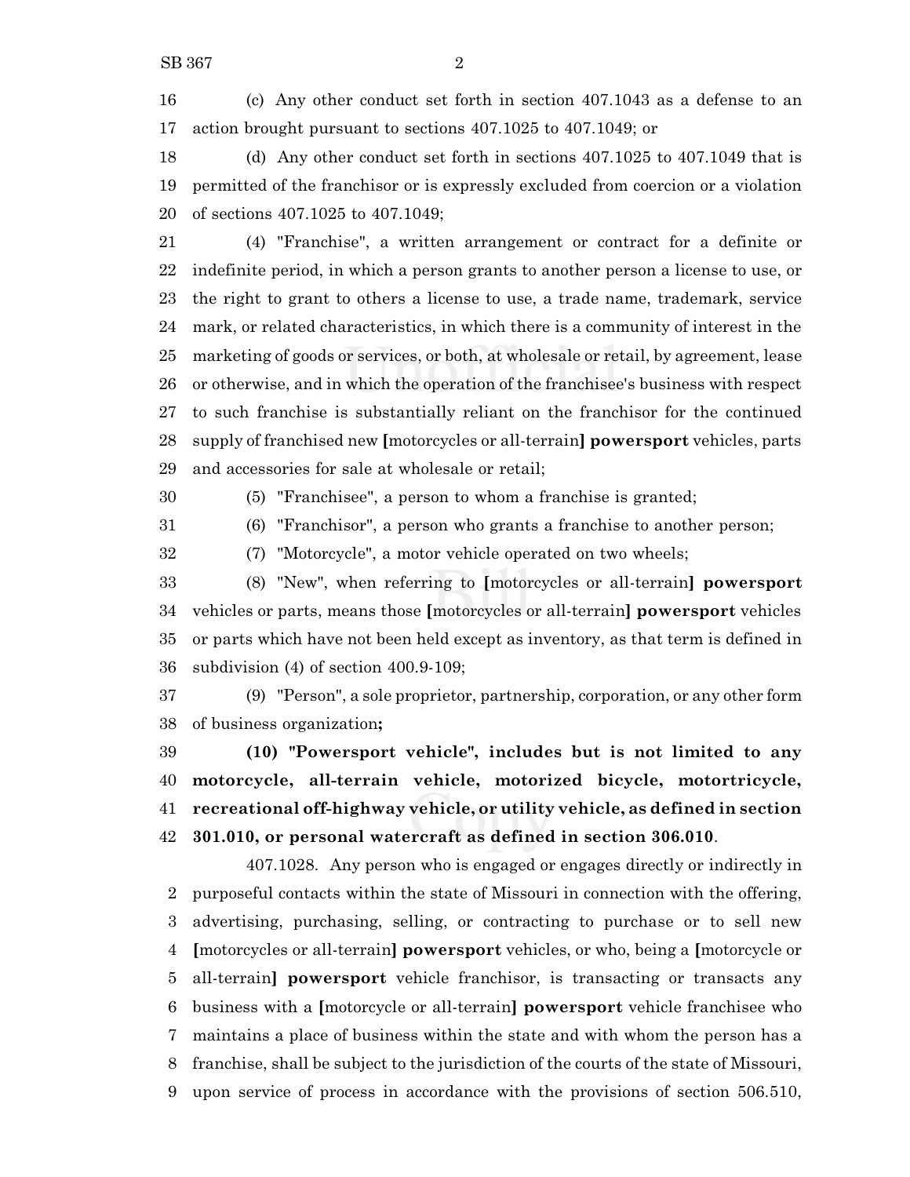(c) Any other conduct set forth in section 407.1043 as a defense to an action brought pursuant to sections 407.1025 to 407.1049; or

(d) Any other conduct set forth in sections 407.1025 to 407.1049 that is permitted of the franchisor or is expressly excluded from coercion or a violation of sections 407.1025 to 407.1049;

(4) "Franchise", a written arrangement or contract for a definite or indefinite period, in which a person grants to another person a license to use, or the right to grant to others a license to use, a trade name, trademark, service mark, or related characteristics, in which there is a community of interest in the marketing of goods or services, or both, at wholesale or retail, by agreement, lease or otherwise, and in which the operation of the franchisee's business with respect to such franchise is substantially reliant on the franchisor for the continued supply of franchised new **[**motorcycles or all-terrain**]** **powersport** vehicles, parts and accessories for sale at wholesale or retail;

(5) "Franchisee", a person to whom a franchise is granted;

(6) "Franchisor", a person who grants a franchise to another person;

(7) "Motorcycle", a motor vehicle operated on two wheels;

(8) "New", when referring to **[**motorcycles or all-terrain**]** **powersport** vehicles or parts, means those **[**motorcycles or all-terrain**]** **powersport** vehicles or parts which have not been held except as inventory, as that term is defined in subdivision (4) of section 400.9-109;

(9) "Person", a sole proprietor, partnership, corporation, or any other form of business organization**;**

**(10) "Powersport vehicle", includes but is not limited to any motorcycle, all-terrain vehicle, motorized bicycle, motortricycle, recreational off-highway vehicle, or utility vehicle, as defined in section 301.010, or personal watercraft as defined in section 306.010**.

407.1028. Any person who is engaged or engages directly or indirectly in purposeful contacts within the state of Missouri in connection with the offering, advertising, purchasing, selling, or contracting to purchase or to sell new **[**motorcycles or all-terrain**]** **powersport** vehicles, or who, being a **[**motorcycle or all-terrain**]** **powersport** vehicle franchisor, is transacting or transacts any business with a **[**motorcycle or all-terrain**]** **powersport** vehicle franchisee who maintains a place of business within the state and with whom the person has a franchise, shall be subject to the jurisdiction of the courts of the state of Missouri, upon service of process in accordance with the provisions of section 506.510,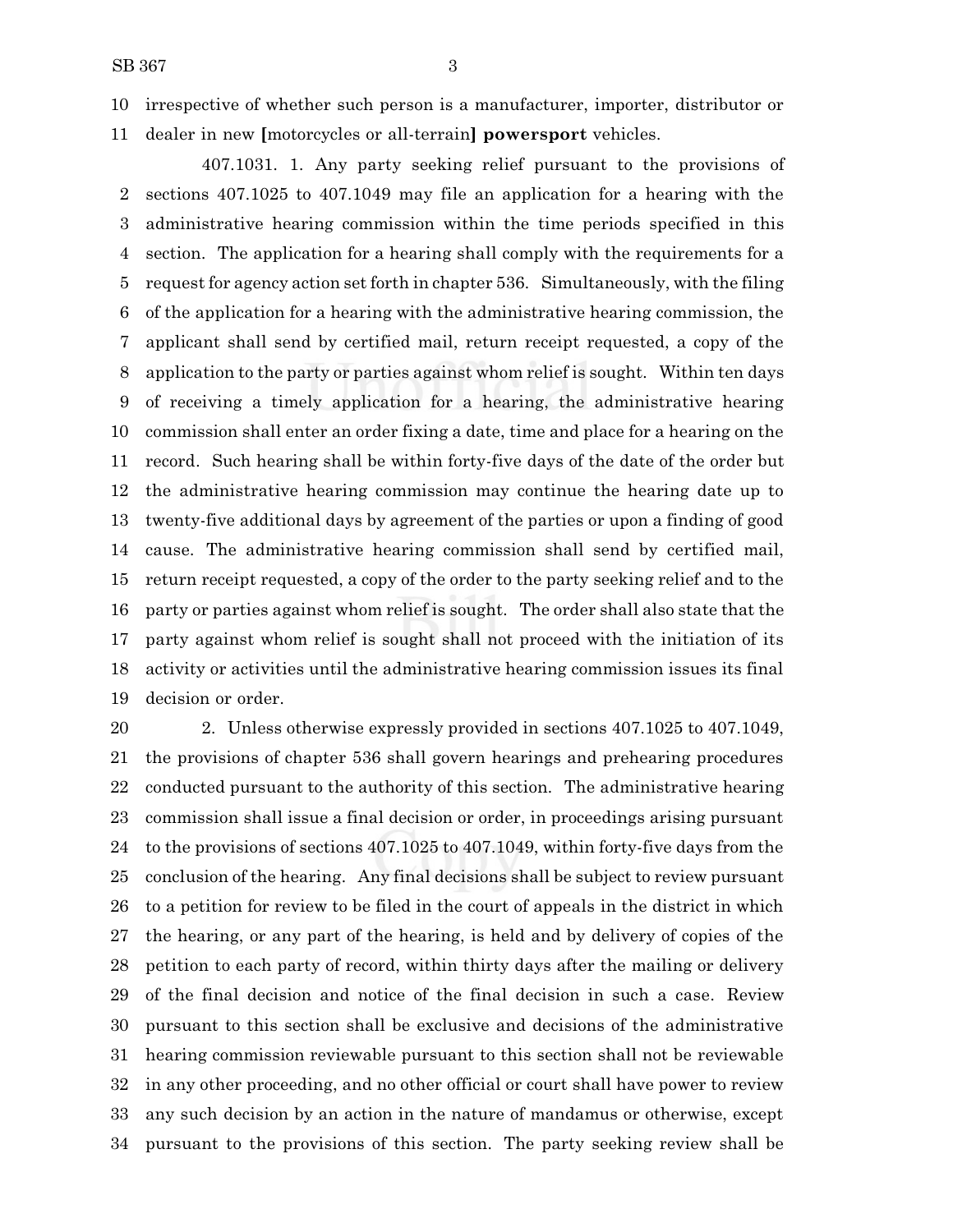10 irrespective of whether such person is a manufacturer, importer, distributor or
11 dealer in new [motorcycles or all-terrain] **powersport** vehicles.

407.1031. 1. Any party seeking relief pursuant to the provisions of
2 sections 407.1025 to 407.1049 may file an application for a hearing with the
3 administrative hearing commission within the time periods specified in this
4 section. The application for a hearing shall comply with the requirements for a
5 request for agency action set forth in chapter 536. Simultaneously, with the filing
6 of the application for a hearing with the administrative hearing commission, the
7 applicant shall send by certified mail, return receipt requested, a copy of the
8 application to the party or parties against whom relief is sought. Within ten days
9 of receiving a timely application for a hearing, the administrative hearing
10 commission shall enter an order fixing a date, time and place for a hearing on the
11 record. Such hearing shall be within forty-five days of the date of the order but
12 the administrative hearing commission may continue the hearing date up to
13 twenty-five additional days by agreement of the parties or upon a finding of good
14 cause. The administrative hearing commission shall send by certified mail,
15 return receipt requested, a copy of the order to the party seeking relief and to the
16 party or parties against whom relief is sought. The order shall also state that the
17 party against whom relief is sought shall not proceed with the initiation of its
18 activity or activities until the administrative hearing commission issues its final
19 decision or order.

20 2. Unless otherwise expressly provided in sections 407.1025 to 407.1049,
21 the provisions of chapter 536 shall govern hearings and prehearing procedures
22 conducted pursuant to the authority of this section. The administrative hearing
23 commission shall issue a final decision or order, in proceedings arising pursuant
24 to the provisions of sections 407.1025 to 407.1049, within forty-five days from the
25 conclusion of the hearing. Any final decisions shall be subject to review pursuant
26 to a petition for review to be filed in the court of appeals in the district in which
27 the hearing, or any part of the hearing, is held and by delivery of copies of the
28 petition to each party of record, within thirty days after the mailing or delivery
29 of the final decision and notice of the final decision in such a case. Review
30 pursuant to this section shall be exclusive and decisions of the administrative
31 hearing commission reviewable pursuant to this section shall not be reviewable
32 in any other proceeding, and no other official or court shall have power to review
33 any such decision by an action in the nature of mandamus or otherwise, except
34 pursuant to the provisions of this section. The party seeking review shall be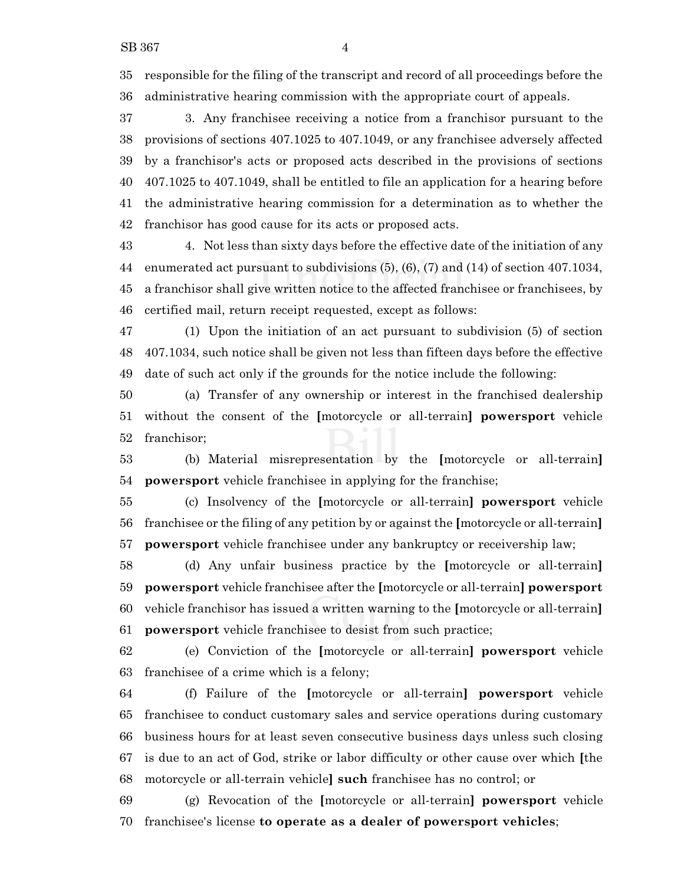responsible for the filing of the transcript and record of all proceedings before the administrative hearing commission with the appropriate court of appeals.

3. Any franchisee receiving a notice from a franchisor pursuant to the provisions of sections 407.1025 to 407.1049, or any franchisee adversely affected by a franchisor's acts or proposed acts described in the provisions of sections 407.1025 to 407.1049, shall be entitled to file an application for a hearing before the administrative hearing commission for a determination as to whether the franchisor has good cause for its acts or proposed acts.

4. Not less than sixty days before the effective date of the initiation of any enumerated act pursuant to subdivisions (5), (6), (7) and (14) of section 407.1034, a franchisor shall give written notice to the affected franchisee or franchisees, by certified mail, return receipt requested, except as follows:

(1) Upon the initiation of an act pursuant to subdivision (5) of section 407.1034, such notice shall be given not less than fifteen days before the effective date of such act only if the grounds for the notice include the following:

(a) Transfer of any ownership or interest in the franchised dealership without the consent of the [motorcycle or all-terrain] **powersport** vehicle franchisor;

(b) Material misrepresentation by the [motorcycle or all-terrain] **powersport** vehicle franchisee in applying for the franchise;

(c) Insolvency of the [motorcycle or all-terrain] **powersport** vehicle franchisee or the filing of any petition by or against the [motorcycle or all-terrain] **powersport** vehicle franchisee under any bankruptcy or receivership law;

(d) Any unfair business practice by the [motorcycle or all-terrain] **powersport** vehicle franchisee after the [motorcycle or all-terrain] **powersport** vehicle franchisor has issued a written warning to the [motorcycle or all-terrain] **powersport** vehicle franchisee to desist from such practice;

(e) Conviction of the [motorcycle or all-terrain] **powersport** vehicle franchisee of a crime which is a felony;

(f) Failure of the [motorcycle or all-terrain] **powersport** vehicle franchisee to conduct customary sales and service operations during customary business hours for at least seven consecutive business days unless such closing is due to an act of God, strike or labor difficulty or other cause over which [the motorcycle or all-terrain vehicle] **such** franchisee has no control; or

(g) Revocation of the [motorcycle or all-terrain] **powersport** vehicle franchisee's license **to operate as a dealer of powersport vehicles**;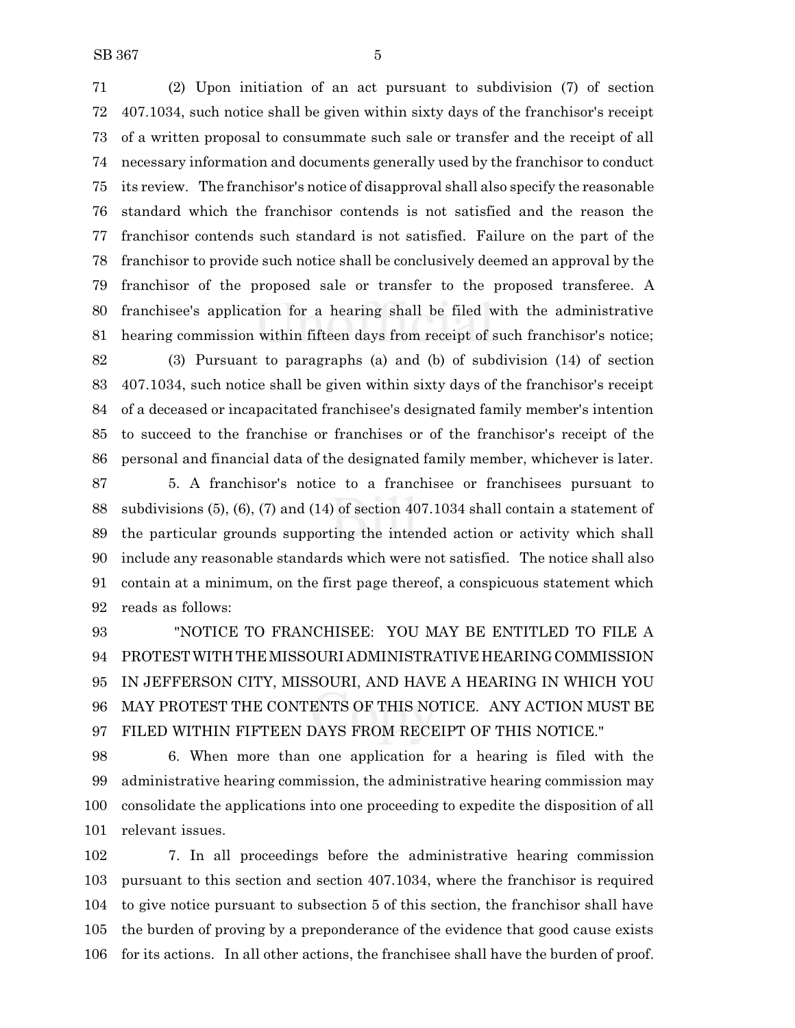(2) Upon initiation of an act pursuant to subdivision (7) of section 407.1034, such notice shall be given within sixty days of the franchisor's receipt of a written proposal to consummate such sale or transfer and the receipt of all necessary information and documents generally used by the franchisor to conduct its review. The franchisor's notice of disapproval shall also specify the reasonable standard which the franchisor contends is not satisfied and the reason the franchisor contends such standard is not satisfied. Failure on the part of the franchisor to provide such notice shall be conclusively deemed an approval by the franchisor of the proposed sale or transfer to the proposed transferee. A franchisee's application for a hearing shall be filed with the administrative hearing commission within fifteen days from receipt of such franchisor's notice;

(3) Pursuant to paragraphs (a) and (b) of subdivision (14) of section 407.1034, such notice shall be given within sixty days of the franchisor's receipt of a deceased or incapacitated franchisee's designated family member's intention to succeed to the franchise or franchises or of the franchisor's receipt of the personal and financial data of the designated family member, whichever is later.

5. A franchisor's notice to a franchisee or franchisees pursuant to subdivisions (5), (6), (7) and (14) of section 407.1034 shall contain a statement of the particular grounds supporting the intended action or activity which shall include any reasonable standards which were not satisfied. The notice shall also contain at a minimum, on the first page thereof, a conspicuous statement which reads as follows:

"NOTICE TO FRANCHISEE: YOU MAY BE ENTITLED TO FILE A PROTEST WITH THE MISSOURI ADMINISTRATIVE HEARING COMMISSION IN JEFFERSON CITY, MISSOURI, AND HAVE A HEARING IN WHICH YOU MAY PROTEST THE CONTENTS OF THIS NOTICE. ANY ACTION MUST BE FILED WITHIN FIFTEEN DAYS FROM RECEIPT OF THIS NOTICE."

6. When more than one application for a hearing is filed with the administrative hearing commission, the administrative hearing commission may consolidate the applications into one proceeding to expedite the disposition of all relevant issues.

7. In all proceedings before the administrative hearing commission pursuant to this section and section 407.1034, where the franchisor is required to give notice pursuant to subsection 5 of this section, the franchisor shall have the burden of proving by a preponderance of the evidence that good cause exists for its actions. In all other actions, the franchisee shall have the burden of proof.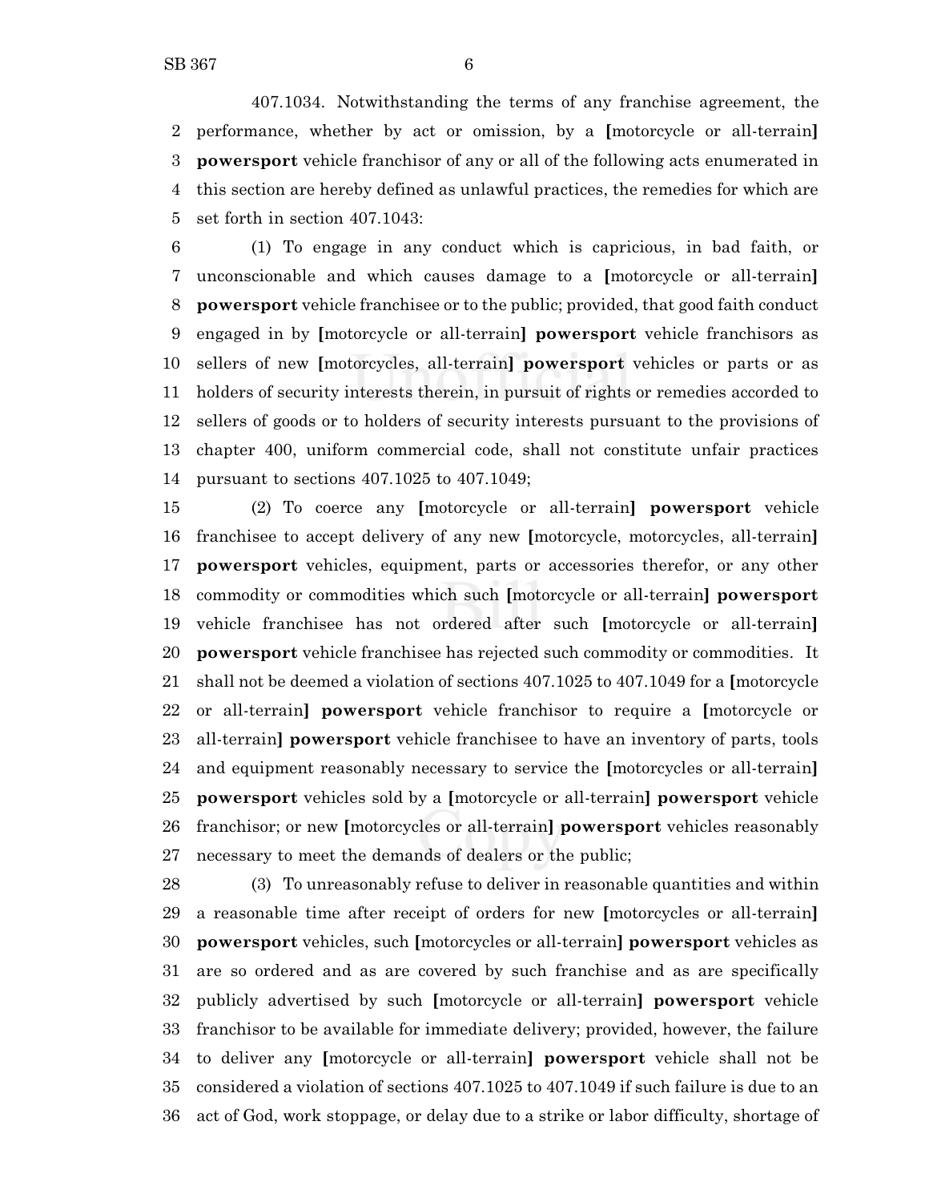407.1034. Notwithstanding the terms of any franchise agreement, the performance, whether by act or omission, by a [motorcycle or all-terrain] **powersport** vehicle franchisor of any or all of the following acts enumerated in this section are hereby defined as unlawful practices, the remedies for which are set forth in section 407.1043:

(1) To engage in any conduct which is capricious, in bad faith, or unconscionable and which causes damage to a [motorcycle or all-terrain] **powersport** vehicle franchisee or to the public; provided, that good faith conduct engaged in by [motorcycle or all-terrain] **powersport** vehicle franchisors as sellers of new [motorcycles, all-terrain] **powersport** vehicles or parts or as holders of security interests therein, in pursuit of rights or remedies accorded to sellers of goods or to holders of security interests pursuant to the provisions of chapter 400, uniform commercial code, shall not constitute unfair practices pursuant to sections 407.1025 to 407.1049;

(2) To coerce any [motorcycle or all-terrain] **powersport** vehicle franchisee to accept delivery of any new [motorcycle, motorcycles, all-terrain] **powersport** vehicles, equipment, parts or accessories therefor, or any other commodity or commodities which such [motorcycle or all-terrain] **powersport** vehicle franchisee has not ordered after such [motorcycle or all-terrain] **powersport** vehicle franchisee has rejected such commodity or commodities. It shall not be deemed a violation of sections 407.1025 to 407.1049 for a [motorcycle or all-terrain] **powersport** vehicle franchisor to require a [motorcycle or all-terrain] **powersport** vehicle franchisee to have an inventory of parts, tools and equipment reasonably necessary to service the [motorcycles or all-terrain] **powersport** vehicles sold by a [motorcycle or all-terrain] **powersport** vehicle franchisor; or new [motorcycles or all-terrain] **powersport** vehicles reasonably necessary to meet the demands of dealers or the public;

(3) To unreasonably refuse to deliver in reasonable quantities and within a reasonable time after receipt of orders for new [motorcycles or all-terrain] **powersport** vehicles, such [motorcycles or all-terrain] **powersport** vehicles as are so ordered and as are covered by such franchise and as are specifically publicly advertised by such [motorcycle or all-terrain] **powersport** vehicle franchisor to be available for immediate delivery; provided, however, the failure to deliver any [motorcycle or all-terrain] **powersport** vehicle shall not be considered a violation of sections 407.1025 to 407.1049 if such failure is due to an act of God, work stoppage, or delay due to a strike or labor difficulty, shortage of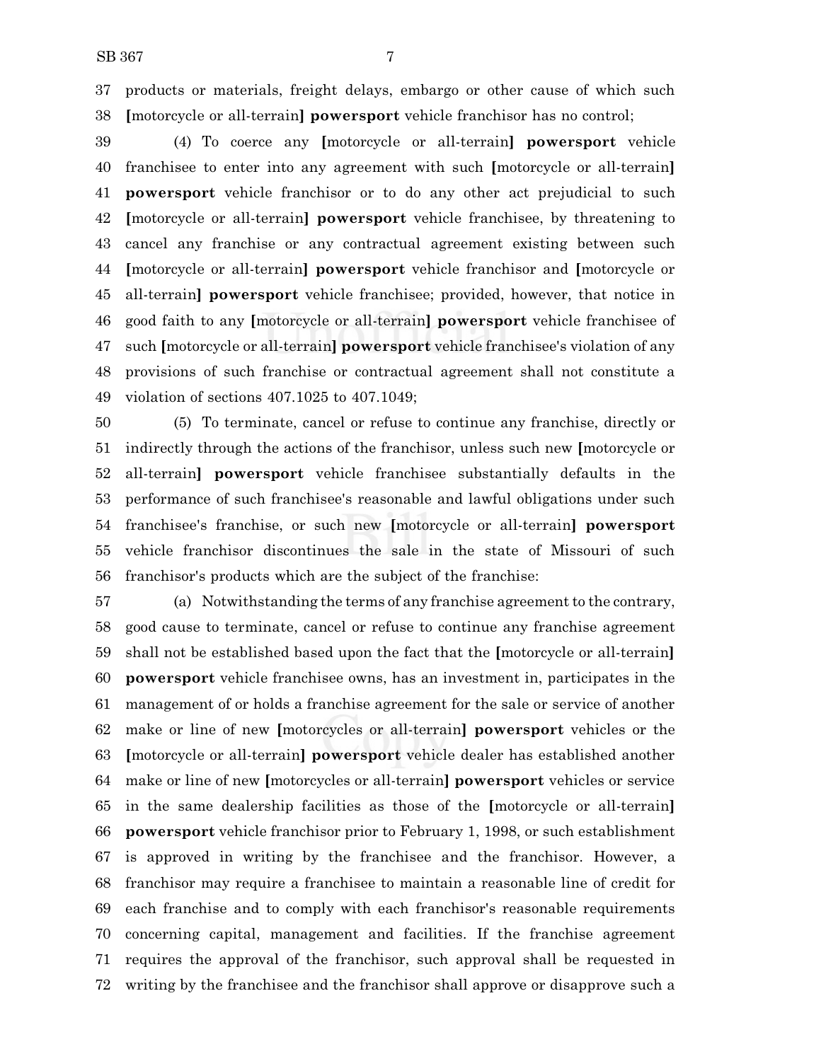products or materials, freight delays, embargo or other cause of which such [motorcycle or all-terrain] **powersport** vehicle franchisor has no control;

(4) To coerce any [motorcycle or all-terrain] **powersport** vehicle franchisee to enter into any agreement with such [motorcycle or all-terrain] **powersport** vehicle franchisor or to do any other act prejudicial to such [motorcycle or all-terrain] **powersport** vehicle franchisee, by threatening to cancel any franchise or any contractual agreement existing between such [motorcycle or all-terrain] **powersport** vehicle franchisor and [motorcycle or all-terrain] **powersport** vehicle franchisee; provided, however, that notice in good faith to any [motorcycle or all-terrain] **powersport** vehicle franchisee of such [motorcycle or all-terrain] **powersport** vehicle franchisee's violation of any provisions of such franchise or contractual agreement shall not constitute a violation of sections 407.1025 to 407.1049;

(5) To terminate, cancel or refuse to continue any franchise, directly or indirectly through the actions of the franchisor, unless such new [motorcycle or all-terrain] **powersport** vehicle franchisee substantially defaults in the performance of such franchisee's reasonable and lawful obligations under such franchisee's franchise, or such new [motorcycle or all-terrain] **powersport** vehicle franchisor discontinues the sale in the state of Missouri of such franchisor's products which are the subject of the franchise:

(a) Notwithstanding the terms of any franchise agreement to the contrary, good cause to terminate, cancel or refuse to continue any franchise agreement shall not be established based upon the fact that the [motorcycle or all-terrain] **powersport** vehicle franchisee owns, has an investment in, participates in the management of or holds a franchise agreement for the sale or service of another make or line of new [motorcycles or all-terrain] **powersport** vehicles or the [motorcycle or all-terrain] **powersport** vehicle dealer has established another make or line of new [motorcycles or all-terrain] **powersport** vehicles or service in the same dealership facilities as those of the [motorcycle or all-terrain] **powersport** vehicle franchisor prior to February 1, 1998, or such establishment is approved in writing by the franchisee and the franchisor. However, a franchisor may require a franchisee to maintain a reasonable line of credit for each franchise and to comply with each franchisor's reasonable requirements concerning capital, management and facilities. If the franchise agreement requires the approval of the franchisor, such approval shall be requested in writing by the franchisee and the franchisor shall approve or disapprove such a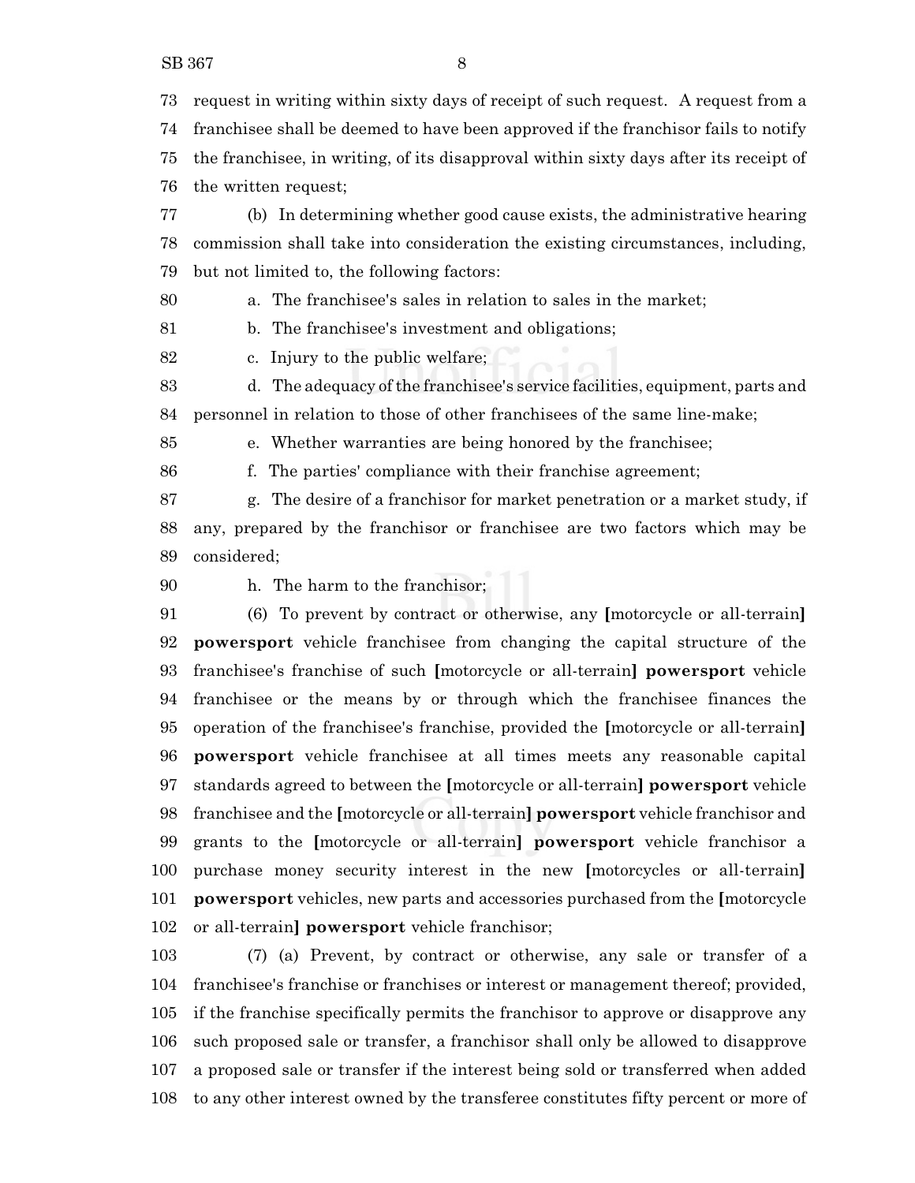request in writing within sixty days of receipt of such request. A request from a franchisee shall be deemed to have been approved if the franchisor fails to notify the franchisee, in writing, of its disapproval within sixty days after its receipt of the written request;

(b) In determining whether good cause exists, the administrative hearing commission shall take into consideration the existing circumstances, including, but not limited to, the following factors:

a. The franchisee's sales in relation to sales in the market;

b. The franchisee's investment and obligations;

c. Injury to the public welfare;

d. The adequacy of the franchisee's service facilities, equipment, parts and personnel in relation to those of other franchisees of the same line-make;

e. Whether warranties are being honored by the franchisee;

f. The parties' compliance with their franchise agreement;

g. The desire of a franchisor for market penetration or a market study, if any, prepared by the franchisor or franchisee are two factors which may be considered;

h. The harm to the franchisor;

(6) To prevent by contract or otherwise, any **[**motorcycle or all-terrain**]** **powersport** vehicle franchisee from changing the capital structure of the franchisee's franchise of such **[**motorcycle or all-terrain**]** **powersport** vehicle franchisee or the means by or through which the franchisee finances the operation of the franchisee's franchise, provided the **[**motorcycle or all-terrain**]** **powersport** vehicle franchisee at all times meets any reasonable capital standards agreed to between the **[**motorcycle or all-terrain**]** **powersport** vehicle franchisee and the **[**motorcycle or all-terrain**]** **powersport** vehicle franchisor and grants to the **[**motorcycle or all-terrain**]** **powersport** vehicle franchisor a purchase money security interest in the new **[**motorcycles or all-terrain**]** **powersport** vehicles, new parts and accessories purchased from the **[**motorcycle or all-terrain**]** **powersport** vehicle franchisor;

(7) (a) Prevent, by contract or otherwise, any sale or transfer of a franchisee's franchise or franchises or interest or management thereof; provided, if the franchise specifically permits the franchisor to approve or disapprove any such proposed sale or transfer, a franchisor shall only be allowed to disapprove a proposed sale or transfer if the interest being sold or transferred when added to any other interest owned by the transferee constitutes fifty percent or more of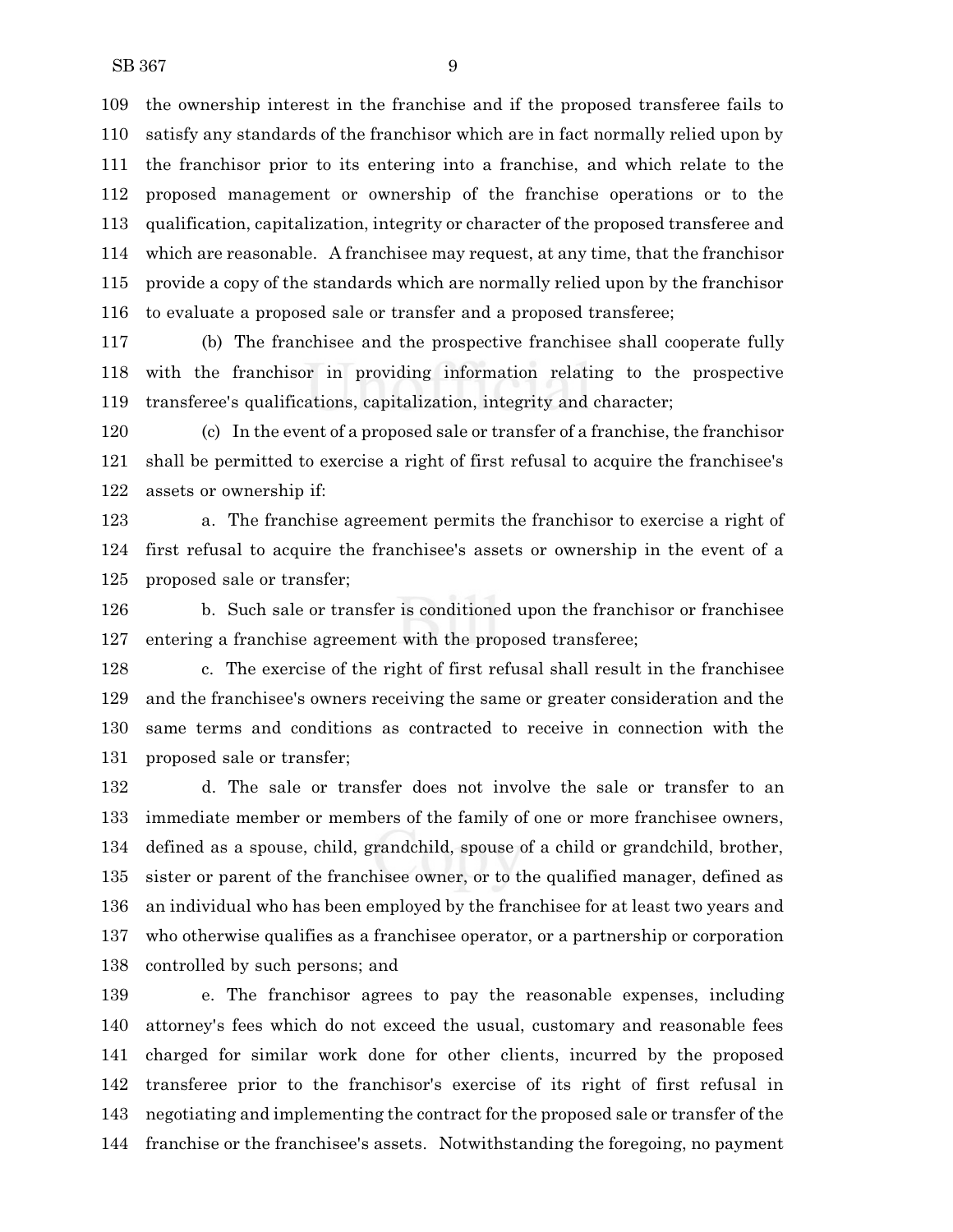the ownership interest in the franchise and if the proposed transferee fails to satisfy any standards of the franchisor which are in fact normally relied upon by the franchisor prior to its entering into a franchise, and which relate to the proposed management or ownership of the franchise operations or to the qualification, capitalization, integrity or character of the proposed transferee and which are reasonable. A franchisee may request, at any time, that the franchisor provide a copy of the standards which are normally relied upon by the franchisor to evaluate a proposed sale or transfer and a proposed transferee;

(b) The franchisee and the prospective franchisee shall cooperate fully with the franchisor in providing information relating to the prospective transferee's qualifications, capitalization, integrity and character;

(c) In the event of a proposed sale or transfer of a franchise, the franchisor shall be permitted to exercise a right of first refusal to acquire the franchisee's assets or ownership if:

a. The franchise agreement permits the franchisor to exercise a right of first refusal to acquire the franchisee's assets or ownership in the event of a proposed sale or transfer;

b. Such sale or transfer is conditioned upon the franchisor or franchisee entering a franchise agreement with the proposed transferee;

c. The exercise of the right of first refusal shall result in the franchisee and the franchisee's owners receiving the same or greater consideration and the same terms and conditions as contracted to receive in connection with the proposed sale or transfer;

d. The sale or transfer does not involve the sale or transfer to an immediate member or members of the family of one or more franchisee owners, defined as a spouse, child, grandchild, spouse of a child or grandchild, brother, sister or parent of the franchisee owner, or to the qualified manager, defined as an individual who has been employed by the franchisee for at least two years and who otherwise qualifies as a franchisee operator, or a partnership or corporation controlled by such persons; and

e. The franchisor agrees to pay the reasonable expenses, including attorney's fees which do not exceed the usual, customary and reasonable fees charged for similar work done for other clients, incurred by the proposed transferee prior to the franchisor's exercise of its right of first refusal in negotiating and implementing the contract for the proposed sale or transfer of the franchise or the franchisee's assets. Notwithstanding the foregoing, no payment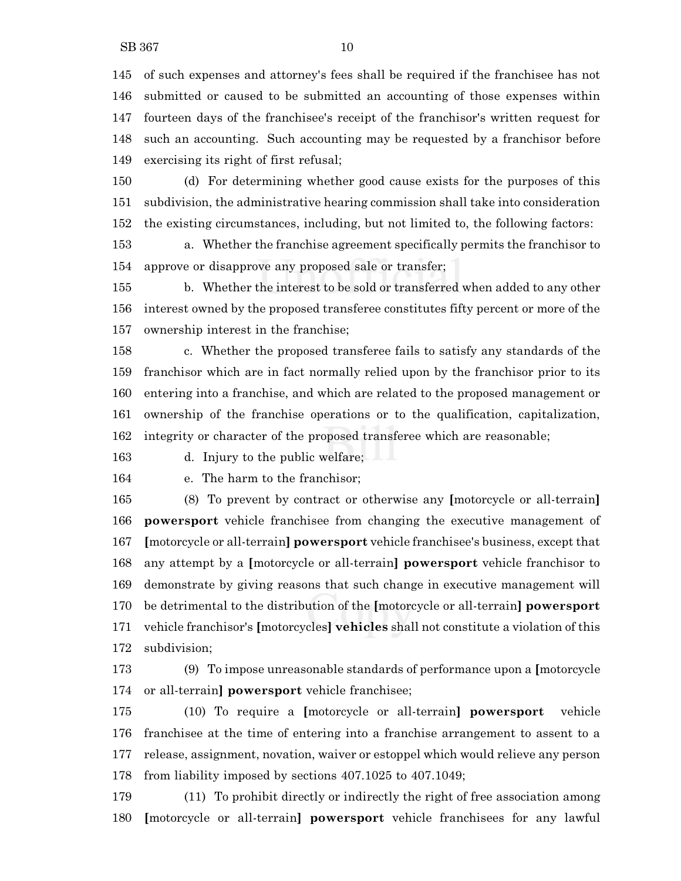145 of such expenses and attorney's fees shall be required if the franchisee has not
146 submitted or caused to be submitted an accounting of those expenses within
147 fourteen days of the franchisee's receipt of the franchisor's written request for
148 such an accounting. Such accounting may be requested by a franchisor before
149 exercising its right of first refusal;

150 (d) For determining whether good cause exists for the purposes of this
151 subdivision, the administrative hearing commission shall take into consideration
152 the existing circumstances, including, but not limited to, the following factors:

153 a. Whether the franchise agreement specifically permits the franchisor to
154 approve or disapprove any proposed sale or transfer;

155 b. Whether the interest to be sold or transferred when added to any other
156 interest owned by the proposed transferee constitutes fifty percent or more of the
157 ownership interest in the franchise;

158 c. Whether the proposed transferee fails to satisfy any standards of the
159 franchisor which are in fact normally relied upon by the franchisor prior to its
160 entering into a franchise, and which are related to the proposed management or
161 ownership of the franchise operations or to the qualification, capitalization,
162 integrity or character of the proposed transferee which are reasonable;

163 d. Injury to the public welfare;

164 e. The harm to the franchisor;

165 (8) To prevent by contract or otherwise any [motorcycle or all-terrain]
166 **powersport** vehicle franchisee from changing the executive management of
167 [motorcycle or all-terrain] **powersport** vehicle franchisee's business, except that
168 any attempt by a [motorcycle or all-terrain] **powersport** vehicle franchisor to
169 demonstrate by giving reasons that such change in executive management will
170 be detrimental to the distribution of the [motorcycle or all-terrain] **powersport**
171 vehicle franchisor's [motorcycles] **vehicles** shall not constitute a violation of this
172 subdivision;

173 (9) To impose unreasonable standards of performance upon a [motorcycle
174 or all-terrain] **powersport** vehicle franchisee;

175 (10) To require a [motorcycle or all-terrain] **powersport** vehicle
176 franchisee at the time of entering into a franchise arrangement to assent to a
177 release, assignment, novation, waiver or estoppel which would relieve any person
178 from liability imposed by sections 407.1025 to 407.1049;

179 (11) To prohibit directly or indirectly the right of free association among
180 [motorcycle or all-terrain] **powersport** vehicle franchisees for any lawful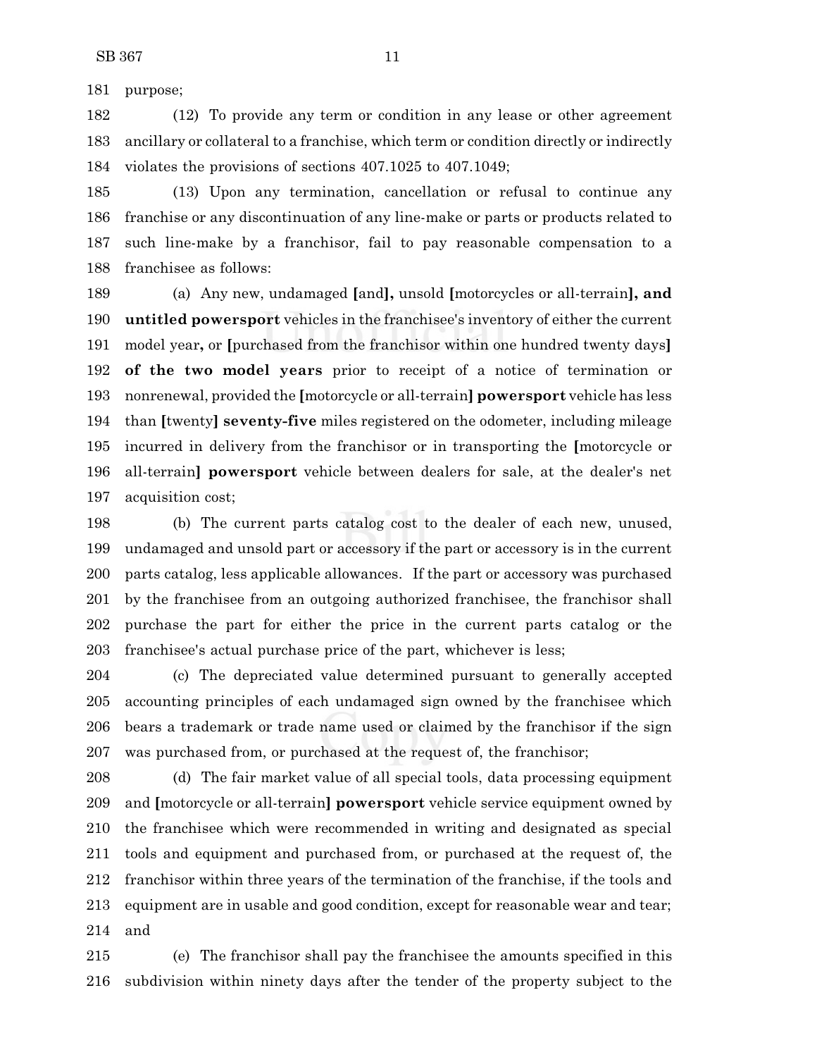181 purpose;

182 (12) To provide any term or condition in any lease or other agreement 183 ancillary or collateral to a franchise, which term or condition directly or indirectly 184 violates the provisions of sections 407.1025 to 407.1049;

185 (13) Upon any termination, cancellation or refusal to continue any 186 franchise or any discontinuation of any line-make or parts or products related to 187 such line-make by a franchisor, fail to pay reasonable compensation to a 188 franchisee as follows:

189 (a) Any new, undamaged [and**],** unsold [motorcycles or all-terrain**], and** 190 **untitled powersport** vehicles in the franchisee's inventory of either the current 191 model year**,** or [purchased from the franchisor within one hundred twenty days**]** 192 **of the two model years** prior to receipt of a notice of termination or 193 nonrenewal, provided the [motorcycle or all-terrain**] powersport** vehicle has less 194 than [twenty**] seventy-five** miles registered on the odometer, including mileage 195 incurred in delivery from the franchisor or in transporting the [motorcycle or 196 all-terrain**] powersport** vehicle between dealers for sale, at the dealer's net 197 acquisition cost;

198 (b) The current parts catalog cost to the dealer of each new, unused, 199 undamaged and unsold part or accessory if the part or accessory is in the current 200 parts catalog, less applicable allowances. If the part or accessory was purchased 201 by the franchisee from an outgoing authorized franchisee, the franchisor shall 202 purchase the part for either the price in the current parts catalog or the 203 franchisee's actual purchase price of the part, whichever is less;

204 (c) The depreciated value determined pursuant to generally accepted 205 accounting principles of each undamaged sign owned by the franchisee which 206 bears a trademark or trade name used or claimed by the franchisor if the sign 207 was purchased from, or purchased at the request of, the franchisor;

208 (d) The fair market value of all special tools, data processing equipment 209 and [motorcycle or all-terrain**] powersport** vehicle service equipment owned by 210 the franchisee which were recommended in writing and designated as special 211 tools and equipment and purchased from, or purchased at the request of, the 212 franchisor within three years of the termination of the franchise, if the tools and 213 equipment are in usable and good condition, except for reasonable wear and tear; 214 and

215 (e) The franchisor shall pay the franchisee the amounts specified in this 216 subdivision within ninety days after the tender of the property subject to the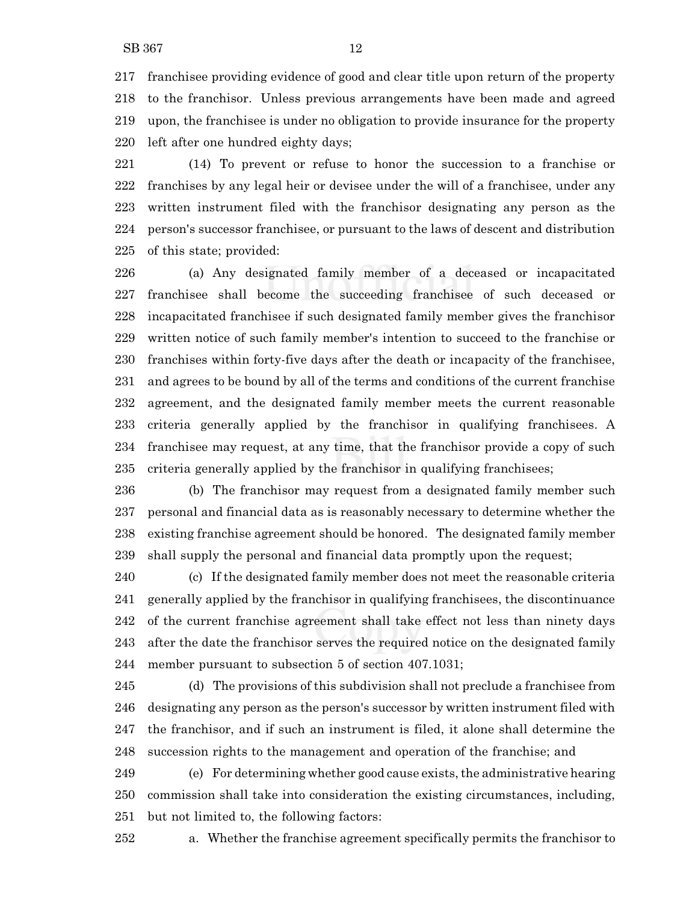franchisee providing evidence of good and clear title upon return of the property to the franchisor. Unless previous arrangements have been made and agreed upon, the franchisee is under no obligation to provide insurance for the property left after one hundred eighty days;

(14) To prevent or refuse to honor the succession to a franchise or franchises by any legal heir or devisee under the will of a franchisee, under any written instrument filed with the franchisor designating any person as the person's successor franchisee, or pursuant to the laws of descent and distribution of this state; provided:

(a) Any designated family member of a deceased or incapacitated franchisee shall become the succeeding franchisee of such deceased or incapacitated franchisee if such designated family member gives the franchisor written notice of such family member's intention to succeed to the franchise or franchises within forty-five days after the death or incapacity of the franchisee, and agrees to be bound by all of the terms and conditions of the current franchise agreement, and the designated family member meets the current reasonable criteria generally applied by the franchisor in qualifying franchisees. A franchisee may request, at any time, that the franchisor provide a copy of such criteria generally applied by the franchisor in qualifying franchisees;

(b) The franchisor may request from a designated family member such personal and financial data as is reasonably necessary to determine whether the existing franchise agreement should be honored. The designated family member shall supply the personal and financial data promptly upon the request;

(c) If the designated family member does not meet the reasonable criteria generally applied by the franchisor in qualifying franchisees, the discontinuance of the current franchise agreement shall take effect not less than ninety days after the date the franchisor serves the required notice on the designated family member pursuant to subsection 5 of section 407.1031;

(d) The provisions of this subdivision shall not preclude a franchisee from designating any person as the person's successor by written instrument filed with the franchisor, and if such an instrument is filed, it alone shall determine the succession rights to the management and operation of the franchise; and

(e) For determining whether good cause exists, the administrative hearing commission shall take into consideration the existing circumstances, including, but not limited to, the following factors:

a. Whether the franchise agreement specifically permits the franchisor to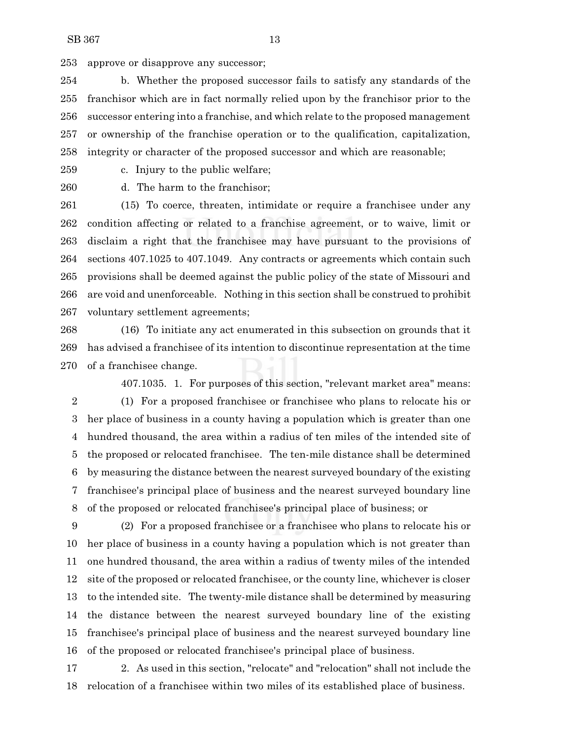approve or disapprove any successor;

b. Whether the proposed successor fails to satisfy any standards of the franchisor which are in fact normally relied upon by the franchisor prior to the successor entering into a franchise, and which relate to the proposed management or ownership of the franchise operation or to the qualification, capitalization, integrity or character of the proposed successor and which are reasonable;

c. Injury to the public welfare;

d. The harm to the franchisor;

(15) To coerce, threaten, intimidate or require a franchisee under any condition affecting or related to a franchise agreement, or to waive, limit or disclaim a right that the franchisee may have pursuant to the provisions of sections 407.1025 to 407.1049. Any contracts or agreements which contain such provisions shall be deemed against the public policy of the state of Missouri and are void and unenforceable. Nothing in this section shall be construed to prohibit voluntary settlement agreements;

(16) To initiate any act enumerated in this subsection on grounds that it has advised a franchisee of its intention to discontinue representation at the time of a franchisee change.

407.1035. 1. For purposes of this section, "relevant market area" means:

(1) For a proposed franchisee or franchisee who plans to relocate his or her place of business in a county having a population which is greater than one hundred thousand, the area within a radius of ten miles of the intended site of the proposed or relocated franchisee. The ten-mile distance shall be determined by measuring the distance between the nearest surveyed boundary of the existing franchisee's principal place of business and the nearest surveyed boundary line of the proposed or relocated franchisee's principal place of business; or

(2) For a proposed franchisee or a franchisee who plans to relocate his or her place of business in a county having a population which is not greater than one hundred thousand, the area within a radius of twenty miles of the intended site of the proposed or relocated franchisee, or the county line, whichever is closer to the intended site. The twenty-mile distance shall be determined by measuring the distance between the nearest surveyed boundary line of the existing franchisee's principal place of business and the nearest surveyed boundary line of the proposed or relocated franchisee's principal place of business.

2. As used in this section, "relocate" and "relocation" shall not include the relocation of a franchisee within two miles of its established place of business.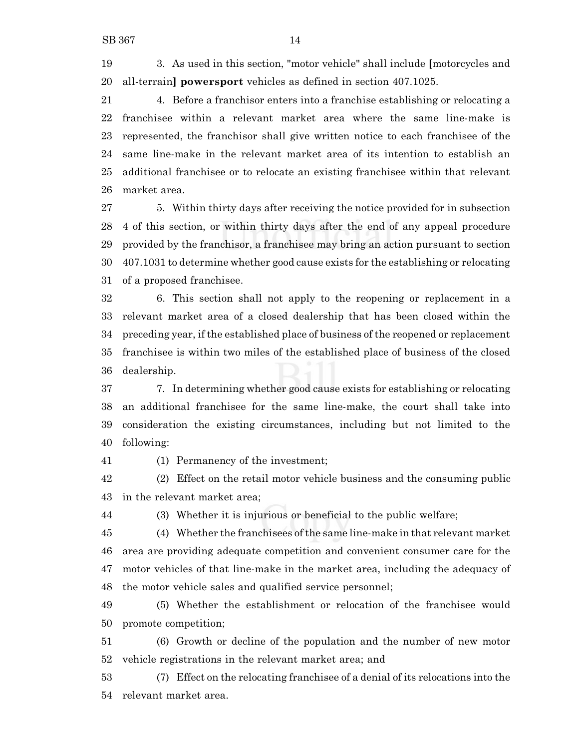3. As used in this section, "motor vehicle" shall include [motorcycles and all-terrain] **powersport** vehicles as defined in section 407.1025.

4. Before a franchisor enters into a franchise establishing or relocating a franchisee within a relevant market area where the same line-make is represented, the franchisor shall give written notice to each franchisee of the same line-make in the relevant market area of its intention to establish an additional franchisee or to relocate an existing franchisee within that relevant market area.

5. Within thirty days after receiving the notice provided for in subsection 4 of this section, or within thirty days after the end of any appeal procedure provided by the franchisor, a franchisee may bring an action pursuant to section 407.1031 to determine whether good cause exists for the establishing or relocating of a proposed franchisee.

6. This section shall not apply to the reopening or replacement in a relevant market area of a closed dealership that has been closed within the preceding year, if the established place of business of the reopened or replacement franchisee is within two miles of the established place of business of the closed dealership.

7. In determining whether good cause exists for establishing or relocating an additional franchisee for the same line-make, the court shall take into consideration the existing circumstances, including but not limited to the following:

(1) Permanency of the investment;

(2) Effect on the retail motor vehicle business and the consuming public in the relevant market area;

(3) Whether it is injurious or beneficial to the public welfare;

(4) Whether the franchisees of the same line-make in that relevant market area are providing adequate competition and convenient consumer care for the motor vehicles of that line-make in the market area, including the adequacy of the motor vehicle sales and qualified service personnel;

(5) Whether the establishment or relocation of the franchisee would promote competition;

(6) Growth or decline of the population and the number of new motor vehicle registrations in the relevant market area; and

(7) Effect on the relocating franchisee of a denial of its relocations into the relevant market area.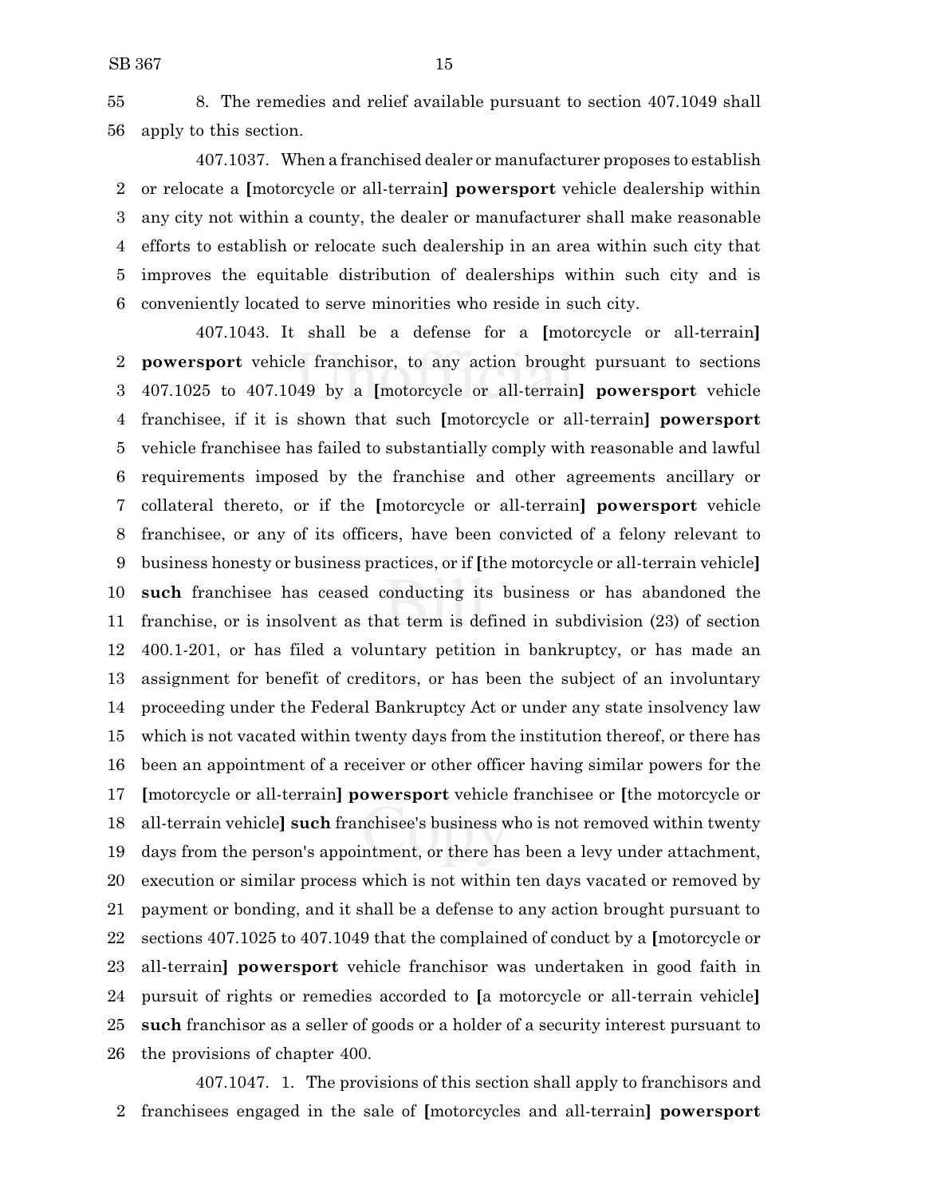8. The remedies and relief available pursuant to section 407.1049 shall apply to this section.

407.1037. When a franchised dealer or manufacturer proposes to establish or relocate a [motorcycle or all-terrain] **powersport** vehicle dealership within any city not within a county, the dealer or manufacturer shall make reasonable efforts to establish or relocate such dealership in an area within such city that improves the equitable distribution of dealerships within such city and is conveniently located to serve minorities who reside in such city.

407.1043. It shall be a defense for a [motorcycle or all-terrain] **powersport** vehicle franchisor, to any action brought pursuant to sections 407.1025 to 407.1049 by a [motorcycle or all-terrain] **powersport** vehicle franchisee, if it is shown that such [motorcycle or all-terrain] **powersport** vehicle franchisee has failed to substantially comply with reasonable and lawful requirements imposed by the franchise and other agreements ancillary or collateral thereto, or if the [motorcycle or all-terrain] **powersport** vehicle franchisee, or any of its officers, have been convicted of a felony relevant to business honesty or business practices, or if [the motorcycle or all-terrain vehicle] **such** franchisee has ceased conducting its business or has abandoned the franchise, or is insolvent as that term is defined in subdivision (23) of section 400.1-201, or has filed a voluntary petition in bankruptcy, or has made an assignment for benefit of creditors, or has been the subject of an involuntary proceeding under the Federal Bankruptcy Act or under any state insolvency law which is not vacated within twenty days from the institution thereof, or there has been an appointment of a receiver or other officer having similar powers for the [motorcycle or all-terrain] **powersport** vehicle franchisee or [the motorcycle or all-terrain vehicle] **such** franchisee's business who is not removed within twenty days from the person's appointment, or there has been a levy under attachment, execution or similar process which is not within ten days vacated or removed by payment or bonding, and it shall be a defense to any action brought pursuant to sections 407.1025 to 407.1049 that the complained of conduct by a [motorcycle or all-terrain] **powersport** vehicle franchisor was undertaken in good faith in pursuit of rights or remedies accorded to [a motorcycle or all-terrain vehicle] **such** franchisor as a seller of goods or a holder of a security interest pursuant to the provisions of chapter 400.

407.1047. 1. The provisions of this section shall apply to franchisors and franchisees engaged in the sale of [motorcycles and all-terrain] **powersport**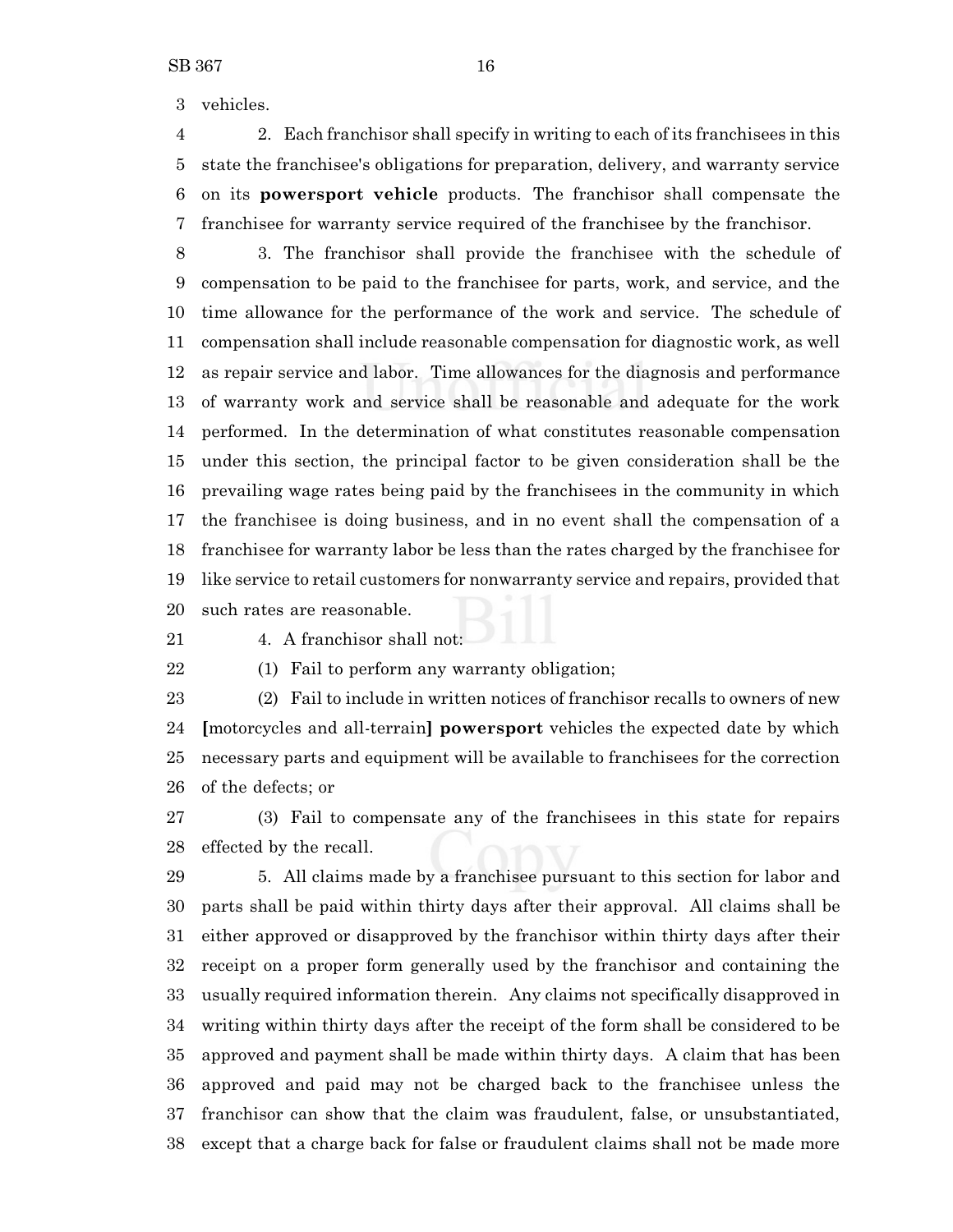vehicles.

2. Each franchisor shall specify in writing to each of its franchisees in this state the franchisee's obligations for preparation, delivery, and warranty service on its **powersport vehicle** products. The franchisor shall compensate the franchisee for warranty service required of the franchisee by the franchisor.

3. The franchisor shall provide the franchisee with the schedule of compensation to be paid to the franchisee for parts, work, and service, and the time allowance for the performance of the work and service. The schedule of compensation shall include reasonable compensation for diagnostic work, as well as repair service and labor. Time allowances for the diagnosis and performance of warranty work and service shall be reasonable and adequate for the work performed. In the determination of what constitutes reasonable compensation under this section, the principal factor to be given consideration shall be the prevailing wage rates being paid by the franchisees in the community in which the franchisee is doing business, and in no event shall the compensation of a franchisee for warranty labor be less than the rates charged by the franchisee for like service to retail customers for nonwarranty service and repairs, provided that such rates are reasonable.

4. A franchisor shall not:

(1) Fail to perform any warranty obligation;

(2) Fail to include in written notices of franchisor recalls to owners of new **[**motorcycles and all-terrain**]** **powersport** vehicles the expected date by which necessary parts and equipment will be available to franchisees for the correction of the defects; or

(3) Fail to compensate any of the franchisees in this state for repairs effected by the recall.

5. All claims made by a franchisee pursuant to this section for labor and parts shall be paid within thirty days after their approval. All claims shall be either approved or disapproved by the franchisor within thirty days after their receipt on a proper form generally used by the franchisor and containing the usually required information therein. Any claims not specifically disapproved in writing within thirty days after the receipt of the form shall be considered to be approved and payment shall be made within thirty days. A claim that has been approved and paid may not be charged back to the franchisee unless the franchisor can show that the claim was fraudulent, false, or unsubstantiated, except that a charge back for false or fraudulent claims shall not be made more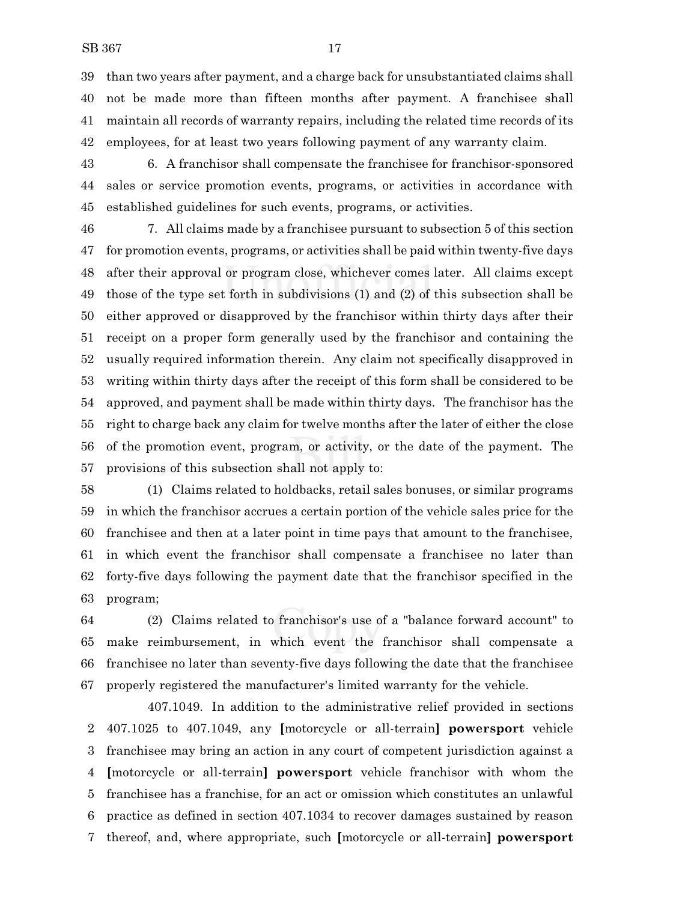than two years after payment, and a charge back for unsubstantiated claims shall not be made more than fifteen months after payment. A franchisee shall maintain all records of warranty repairs, including the related time records of its employees, for at least two years following payment of any warranty claim.

6. A franchisor shall compensate the franchisee for franchisor-sponsored sales or service promotion events, programs, or activities in accordance with established guidelines for such events, programs, or activities.

7. All claims made by a franchisee pursuant to subsection 5 of this section for promotion events, programs, or activities shall be paid within twenty-five days after their approval or program close, whichever comes later. All claims except those of the type set forth in subdivisions (1) and (2) of this subsection shall be either approved or disapproved by the franchisor within thirty days after their receipt on a proper form generally used by the franchisor and containing the usually required information therein. Any claim not specifically disapproved in writing within thirty days after the receipt of this form shall be considered to be approved, and payment shall be made within thirty days. The franchisor has the right to charge back any claim for twelve months after the later of either the close of the promotion event, program, or activity, or the date of the payment. The provisions of this subsection shall not apply to:

(1) Claims related to holdbacks, retail sales bonuses, or similar programs in which the franchisor accrues a certain portion of the vehicle sales price for the franchisee and then at a later point in time pays that amount to the franchisee, in which event the franchisor shall compensate a franchisee no later than forty-five days following the payment date that the franchisor specified in the program;

(2) Claims related to franchisor's use of a "balance forward account" to make reimbursement, in which event the franchisor shall compensate a franchisee no later than seventy-five days following the date that the franchisee properly registered the manufacturer's limited warranty for the vehicle.

407.1049. In addition to the administrative relief provided in sections 407.1025 to 407.1049, any [motorcycle or all-terrain] **powersport** vehicle franchisee may bring an action in any court of competent jurisdiction against a [motorcycle or all-terrain] **powersport** vehicle franchisor with whom the franchisee has a franchise, for an act or omission which constitutes an unlawful practice as defined in section 407.1034 to recover damages sustained by reason thereof, and, where appropriate, such [motorcycle or all-terrain] **powersport**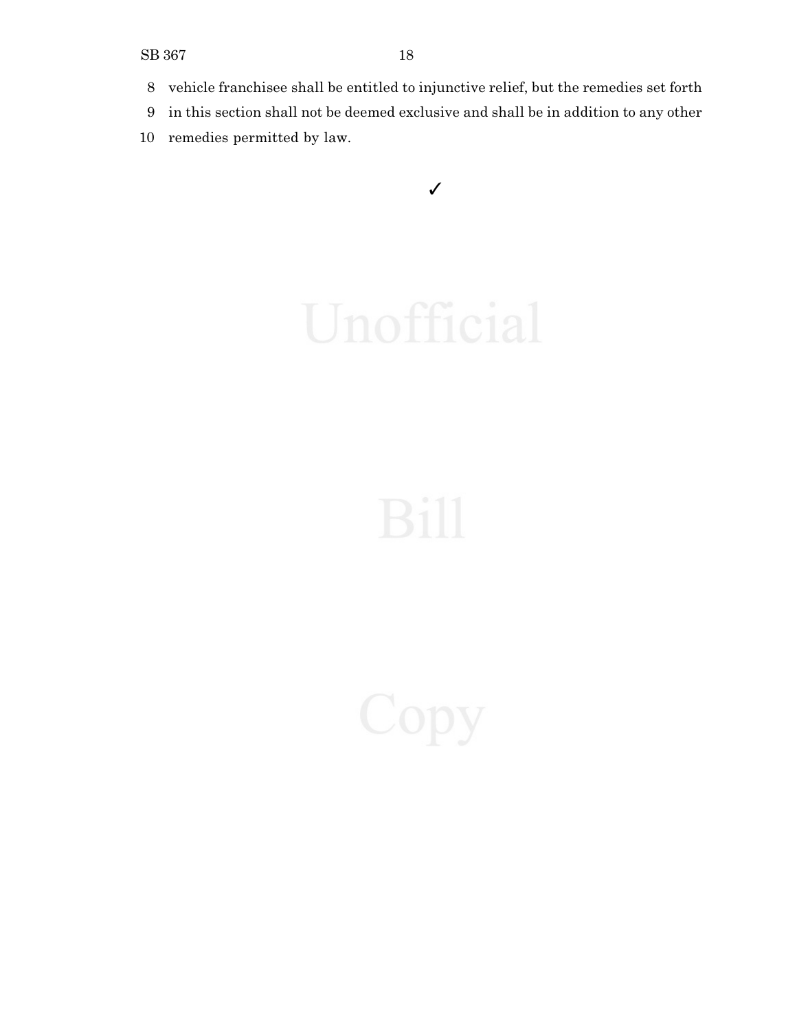vehicle franchisee shall be entitled to injunctive relief, but the remedies set forth in this section shall not be deemed exclusive and shall be in addition to any other remedies permitted by law.

✓